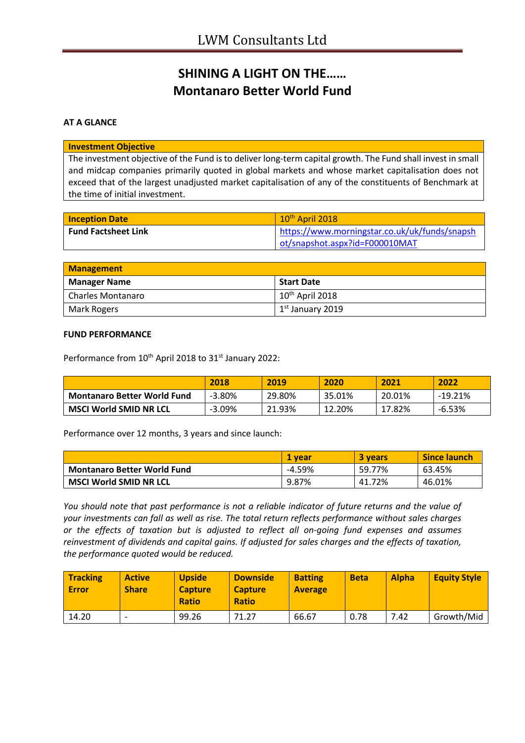# SHINING A LIGHT ON THE……
# Montanaro Better World Fund

**AT A GLANCE**

| Investment Objective |
|---|
| The investment objective of the Fund is to deliver long-term capital growth. The Fund shall invest in small and midcap companies primarily quoted in global markets and whose market capitalisation does not exceed that of the largest unadjusted market capitalisation of any of the constituents of Benchmark at the time of initial investment. |

| Inception Date | 10th April 2018 |
|---|---|
| Fund Factsheet Link | https://www.morningstar.co.uk/uk/funds/snapshot/snapshot.aspx?id=F000010MAT |

| Management | |
|---|---|
| **Manager Name** | **Start Date** |
| Charles Montanaro | 10th April 2018 |
| Mark Rogers | 1st January 2019 |

**FUND PERFORMANCE**

Performance from 10th April 2018 to 31st January 2022:

| | 2018 | 2019 | 2020 | 2021 | 2022 |
|---|---|---|---|---|---|
| **Montanaro Better World Fund** | -3.80% | 29.80% | 35.01% | 20.01% | -19.21% |
| **MSCI World SMID NR LCL** | -3.09% | 21.93% | 12.20% | 17.82% | -6.53% |

Performance over 12 months, 3 years and since launch:

| | 1 year | 3 years | Since launch |
|---|---|---|---|
| **Montanaro Better World Fund** | -4.59% | 59.77% | 63.45% |
| **MSCI World SMID NR LCL** | 9.87% | 41.72% | 46.01% |

*You should note that past performance is not a reliable indicator of future returns and the value of your investments can fall as well as rise. The total return reflects performance without sales charges or the effects of taxation but is adjusted to reflect all on-going fund expenses and assumes reinvestment of dividends and capital gains. If adjusted for sales charges and the effects of taxation, the performance quoted would be reduced.*

| Tracking Error | Active Share | Upside Capture Ratio | Downside Capture Ratio | Batting Average | Beta | Alpha | Equity Style |
|---|---|---|---|---|---|---|---|
| 14.20 | - | 99.26 | 71.27 | 66.67 | 0.78 | 7.42 | Growth/Mid |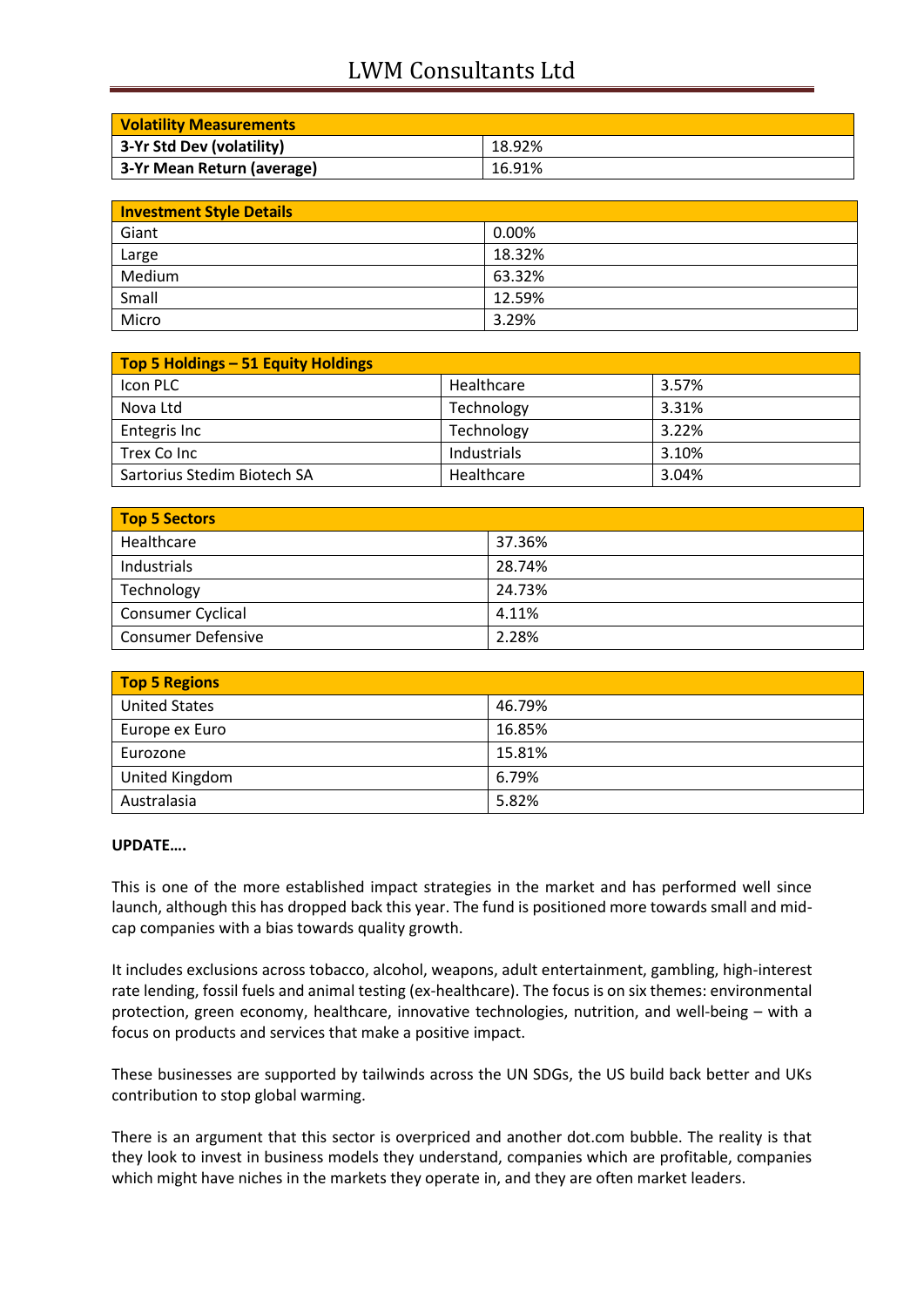| Volatility Measurements | |
|---|---|
| 3-Yr Std Dev (volatility) | 18.92% |
| 3-Yr Mean Return (average) | 16.91% |

| Investment Style Details | |
|---|---|
| Giant | 0.00% |
| Large | 18.32% |
| Medium | 63.32% |
| Small | 12.59% |
| Micro | 3.29% |

| Top 5 Holdings – 51 Equity Holdings | | |
|---|---|---|
| Icon PLC | Healthcare | 3.57% |
| Nova Ltd | Technology | 3.31% |
| Entegris Inc | Technology | 3.22% |
| Trex Co Inc | Industrials | 3.10% |
| Sartorius Stedim Biotech SA | Healthcare | 3.04% |

| Top 5 Sectors | |
|---|---|
| Healthcare | 37.36% |
| Industrials | 28.74% |
| Technology | 24.73% |
| Consumer Cyclical | 4.11% |
| Consumer Defensive | 2.28% |

| Top 5 Regions | |
|---|---|
| United States | 46.79% |
| Europe ex Euro | 16.85% |
| Eurozone | 15.81% |
| United Kingdom | 6.79% |
| Australasia | 5.82% |

**UPDATE….**

This is one of the more established impact strategies in the market and has performed well since launch, although this has dropped back this year. The fund is positioned more towards small and mid-cap companies with a bias towards quality growth.

It includes exclusions across tobacco, alcohol, weapons, adult entertainment, gambling, high-interest rate lending, fossil fuels and animal testing (ex-healthcare). The focus is on six themes: environmental protection, green economy, healthcare, innovative technologies, nutrition, and well-being – with a focus on products and services that make a positive impact.

These businesses are supported by tailwinds across the UN SDGs, the US build back better and UKs contribution to stop global warming.

There is an argument that this sector is overpriced and another dot.com bubble. The reality is that they look to invest in business models they understand, companies which are profitable, companies which might have niches in the markets they operate in, and they are often market leaders.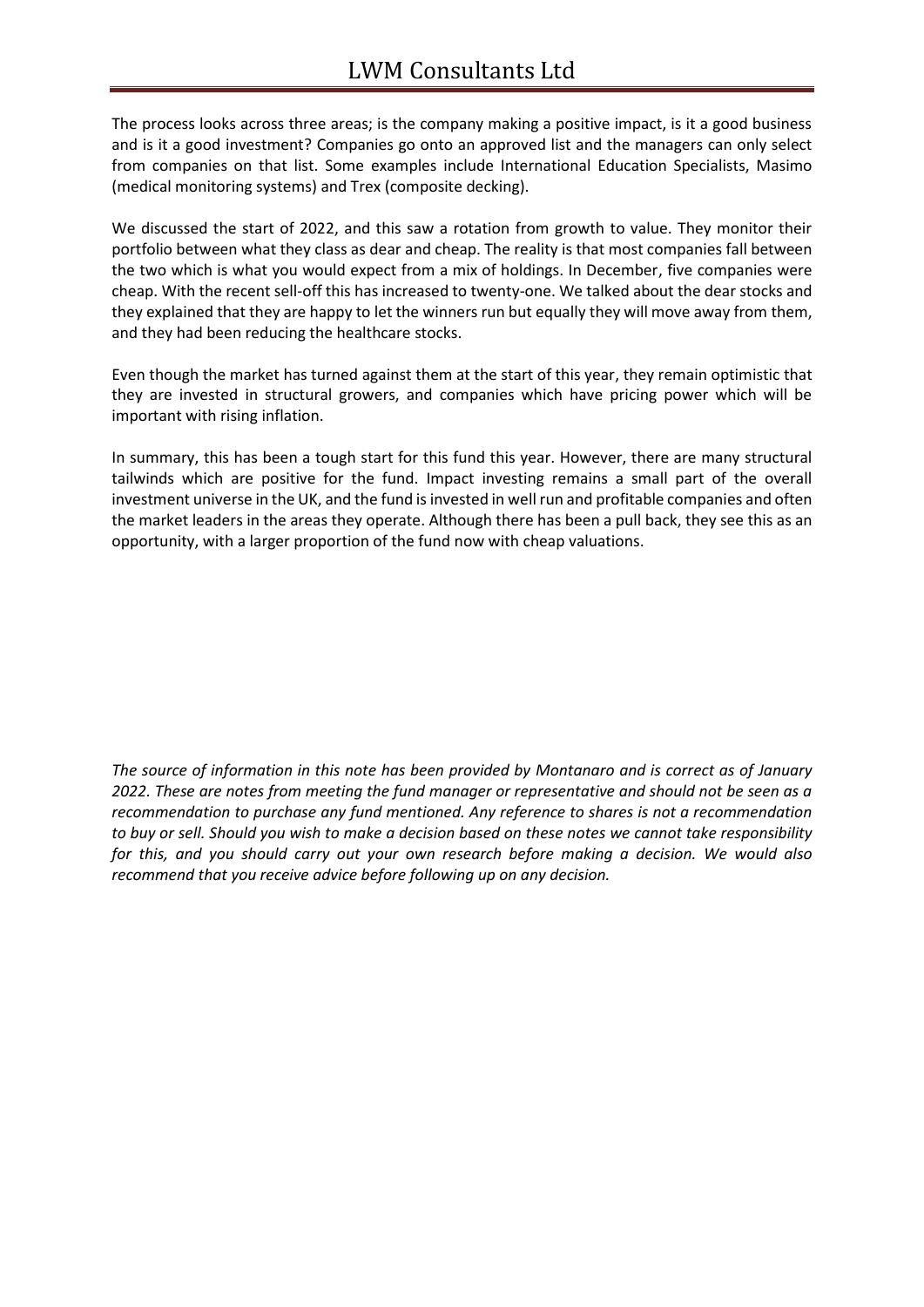The process looks across three areas; is the company making a positive impact, is it a good business and is it a good investment? Companies go onto an approved list and the managers can only select from companies on that list. Some examples include International Education Specialists, Masimo (medical monitoring systems) and Trex (composite decking).

We discussed the start of 2022, and this saw a rotation from growth to value. They monitor their portfolio between what they class as dear and cheap. The reality is that most companies fall between the two which is what you would expect from a mix of holdings. In December, five companies were cheap. With the recent sell-off this has increased to twenty-one. We talked about the dear stocks and they explained that they are happy to let the winners run but equally they will move away from them, and they had been reducing the healthcare stocks.

Even though the market has turned against them at the start of this year, they remain optimistic that they are invested in structural growers, and companies which have pricing power which will be important with rising inflation.

In summary, this has been a tough start for this fund this year. However, there are many structural tailwinds which are positive for the fund. Impact investing remains a small part of the overall investment universe in the UK, and the fund is invested in well run and profitable companies and often the market leaders in the areas they operate. Although there has been a pull back, they see this as an opportunity, with a larger proportion of the fund now with cheap valuations.

*The source of information in this note has been provided by Montanaro and is correct as of January 2022. These are notes from meeting the fund manager or representative and should not be seen as a recommendation to purchase any fund mentioned. Any reference to shares is not a recommendation to buy or sell. Should you wish to make a decision based on these notes we cannot take responsibility for this, and you should carry out your own research before making a decision. We would also recommend that you receive advice before following up on any decision.*